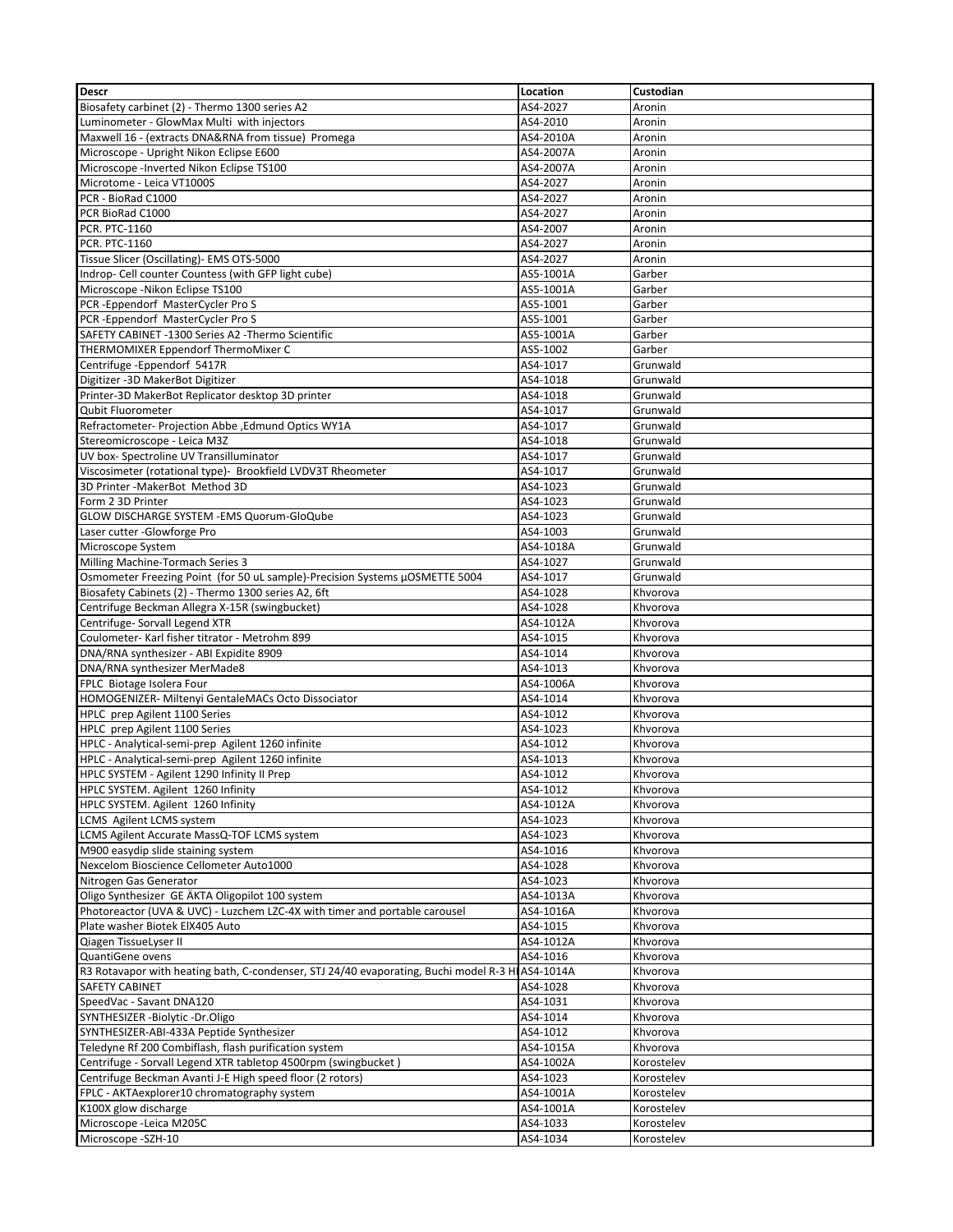| Descr | Location | Custodian |
|---|---|---|
| Biosafety carbinet (2) - Thermo 1300 series A2 | AS4-2027 | Aronin |
| Luminometer - GlowMax Multi  with injectors | AS4-2010 | Aronin |
| Maxwell 16 - (extracts DNA&RNA from tissue)  Promega | AS4-2010A | Aronin |
| Microscope - Upright Nikon Eclipse E600 | AS4-2007A | Aronin |
| Microscope -Inverted Nikon Eclipse TS100 | AS4-2007A | Aronin |
| Microtome - Leica VT1000S | AS4-2027 | Aronin |
| PCR - BioRad C1000 | AS4-2027 | Aronin |
| PCR BioRad C1000 | AS4-2027 | Aronin |
| PCR. PTC-1160 | AS4-2007 | Aronin |
| PCR. PTC-1160 | AS4-2027 | Aronin |
| Tissue Slicer (Oscillating)- EMS OTS-5000 | AS4-2027 | Aronin |
| Indrop- Cell counter Countess (with GFP light cube) | AS5-1001A | Garber |
| Microscope -Nikon Eclipse TS100 | AS5-1001A | Garber |
| PCR -Eppendorf  MasterCycler Pro S | AS5-1001 | Garber |
| PCR -Eppendorf  MasterCycler Pro S | AS5-1001 | Garber |
| SAFETY CABINET -1300 Series A2 -Thermo Scientific | AS5-1001A | Garber |
| THERMOMIXER Eppendorf ThermoMixer C | AS5-1002 | Garber |
| Centrifuge -Eppendorf  5417R | AS4-1017 | Grunwald |
| Digitizer -3D MakerBot Digitizer | AS4-1018 | Grunwald |
| Printer-3D MakerBot Replicator desktop 3D printer | AS4-1018 | Grunwald |
| Qubit Fluorometer | AS4-1017 | Grunwald |
| Refractometer- Projection Abbe ,Edmund Optics WY1A | AS4-1017 | Grunwald |
| Stereomicroscope - Leica M3Z | AS4-1018 | Grunwald |
| UV box- Spectroline UV Transilluminator | AS4-1017 | Grunwald |
| Viscosimeter (rotational type)-  Brookfield LVDV3T Rheometer | AS4-1017 | Grunwald |
| 3D Printer -MakerBot  Method 3D | AS4-1023 | Grunwald |
| Form 2 3D Printer | AS4-1023 | Grunwald |
| GLOW DISCHARGE SYSTEM -EMS Quorum-GloQube | AS4-1023 | Grunwald |
| Laser cutter -Glowforge Pro | AS4-1003 | Grunwald |
| Microscope System | AS4-1018A | Grunwald |
| Milling Machine-Tormach Series 3 | AS4-1027 | Grunwald |
| Osmometer Freezing Point  (for 50 uL sample)-Precision Systems µOSMETTE 5004 | AS4-1017 | Grunwald |
| Biosafety Cabinets (2) - Thermo 1300 series A2, 6ft | AS4-1028 | Khvorova |
| Centrifuge Beckman Allegra X-15R (swingbucket) | AS4-1028 | Khvorova |
| Centrifuge- Sorvall Legend XTR | AS4-1012A | Khvorova |
| Coulometer- Karl fisher titrator - Metrohm 899 | AS4-1015 | Khvorova |
| DNA/RNA synthesizer - ABI Expidite 8909 | AS4-1014 | Khvorova |
| DNA/RNA synthesizer MerMade8 | AS4-1013 | Khvorova |
| FPLC  Biotage Isolera Four | AS4-1006A | Khvorova |
| HOMOGENIZER- Miltenyi GentaleMACs Octo Dissociator | AS4-1014 | Khvorova |
| HPLC  prep Agilent 1100 Series | AS4-1012 | Khvorova |
| HPLC  prep Agilent 1100 Series | AS4-1023 | Khvorova |
| HPLC - Analytical-semi-prep  Agilent 1260 infinite | AS4-1012 | Khvorova |
| HPLC - Analytical-semi-prep  Agilent 1260 infinite | AS4-1013 | Khvorova |
| HPLC SYSTEM - Agilent 1290 Infinity II Prep | AS4-1012 | Khvorova |
| HPLC SYSTEM. Agilent  1260 Infinity | AS4-1012 | Khvorova |
| HPLC SYSTEM. Agilent  1260 Infinity | AS4-1012A | Khvorova |
| LCMS  Agilent LCMS system | AS4-1023 | Khvorova |
| LCMS Agilent Accurate MassQ-TOF LCMS system | AS4-1023 | Khvorova |
| M900 easydip slide staining system | AS4-1016 | Khvorova |
| Nexcelom Bioscience Cellometer Auto1000 | AS4-1028 | Khvorova |
| Nitrogen Gas Generator | AS4-1023 | Khvorova |
| Oligo Synthesizer  GE ÄKTA Oligopilot 100 system | AS4-1013A | Khvorova |
| Photoreactor (UVA & UVC) - Luzchem LZC-4X with timer and portable carousel | AS4-1016A | Khvorova |
| Plate washer Biotek ElX405 Auto | AS4-1015 | Khvorova |
| Qiagen TissueLyser II | AS4-1012A | Khvorova |
| QuantiGene ovens | AS4-1016 | Khvorova |
| R3 Rotavapor with heating bath, C-condenser, STJ 24/40 evaporating, Buchi model R-3 H | AS4-1014A | Khvorova |
| SAFETY CABINET | AS4-1028 | Khvorova |
| SpeedVac - Savant DNA120 | AS4-1031 | Khvorova |
| SYNTHESIZER -Biolytic -Dr.Oligo | AS4-1014 | Khvorova |
| SYNTHESIZER-ABI-433A Peptide Synthesizer | AS4-1012 | Khvorova |
| Teledyne Rf 200 Combiflash, flash purification system | AS4-1015A | Khvorova |
| Centrifuge - Sorvall Legend XTR tabletop 4500rpm (swingbucket ) | AS4-1002A | Korostelev |
| Centrifuge Beckman Avanti J-E High speed floor (2 rotors) | AS4-1023 | Korostelev |
| FPLC - AKTAexplorer10 chromatography system | AS4-1001A | Korostelev |
| K100X glow discharge | AS4-1001A | Korostelev |
| Microscope -Leica M205C | AS4-1033 | Korostelev |
| Microscope -SZH-10 | AS4-1034 | Korostelev |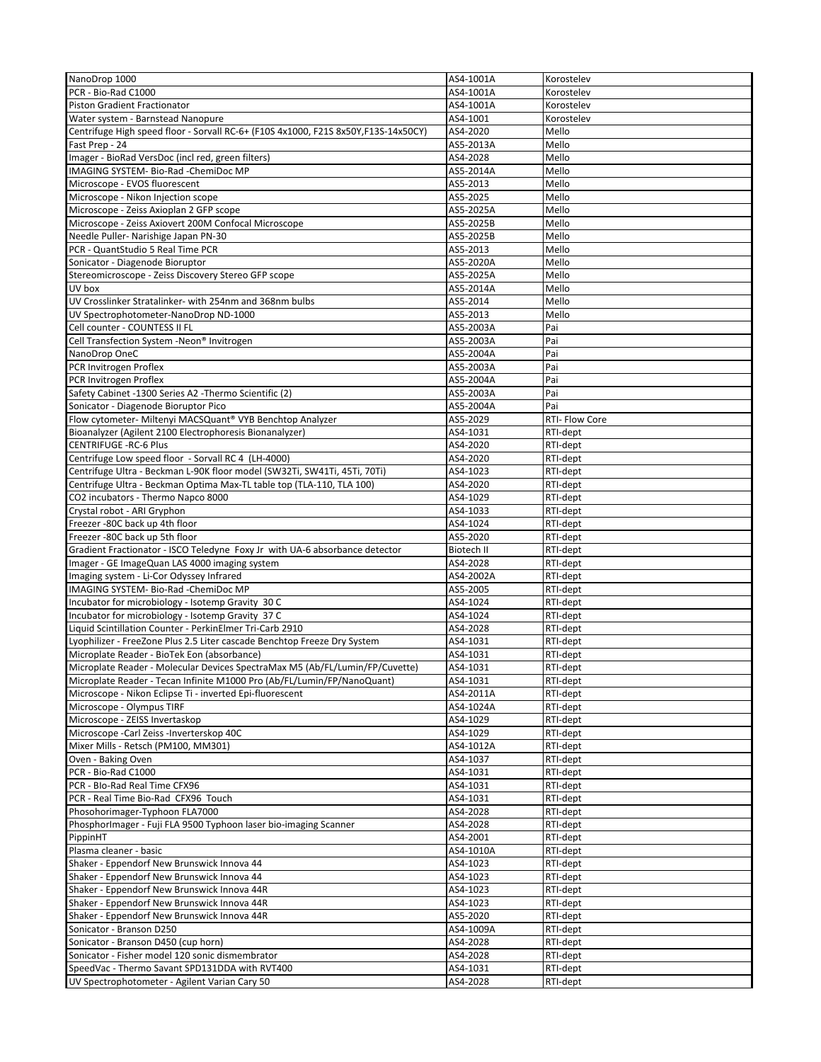| NanoDrop 1000 | AS4-1001A | Korostelev |
|---|---|---|
| PCR - Bio-Rad C1000 | AS4-1001A | Korostelev |
| Piston Gradient Fractionator | AS4-1001A | Korostelev |
| Water system - Barnstead Nanopure | AS4-1001 | Korostelev |
| Centrifuge High speed floor - Sorvall RC-6+ (F10S 4x1000, F21S 8x50Y,F13S-14x50CY) | AS4-2020 | Mello |
| Fast Prep - 24 | AS5-2013A | Mello |
| Imager - BioRad VersDoc (incl red, green filters) | AS4-2028 | Mello |
| IMAGING SYSTEM- Bio-Rad -ChemiDoc MP | AS5-2014A | Mello |
| Microscope - EVOS fluorescent | AS5-2013 | Mello |
| Microscope - Nikon Injection scope | AS5-2025 | Mello |
| Microscope - Zeiss Axioplan 2 GFP scope | AS5-2025A | Mello |
| Microscope - Zeiss Axiovert 200M Confocal Microscope | AS5-2025B | Mello |
| Needle Puller- Narishige Japan PN-30 | AS5-2025B | Mello |
| PCR - QuantStudio 5 Real Time PCR | AS5-2013 | Mello |
| Sonicator - Diagenode Bioruptor | AS5-2020A | Mello |
| Stereomicroscope - Zeiss Discovery Stereo GFP scope | AS5-2025A | Mello |
| UV box | AS5-2014A | Mello |
| UV Crosslinker Stratalinker- with 254nm and 368nm bulbs | AS5-2014 | Mello |
| UV Spectrophotometer-NanoDrop ND-1000 | AS5-2013 | Mello |
| Cell counter - COUNTESS II FL | AS5-2003A | Pai |
| Cell Transfection System -Neon® Invitrogen | AS5-2003A | Pai |
| NanoDrop OneC | AS5-2004A | Pai |
| PCR Invitrogen Proflex | AS5-2003A | Pai |
| PCR Invitrogen Proflex | AS5-2004A | Pai |
| Safety Cabinet -1300 Series A2 -Thermo Scientific (2) | AS5-2003A | Pai |
| Sonicator - Diagenode Bioruptor Pico | AS5-2004A | Pai |
| Flow cytometer- Miltenyi MACSQuant® VYB Benchtop Analyzer | AS5-2029 | RTI- Flow Core |
| Bioanalyzer (Agilent 2100 Electrophoresis Bionanalyzer) | AS4-1031 | RTI-dept |
| CENTRIFUGE -RC-6 Plus | AS4-2020 | RTI-dept |
| Centrifuge Low speed floor - Sorvall RC 4 (LH-4000) | AS4-2020 | RTI-dept |
| Centrifuge Ultra - Beckman L-90K floor model (SW32Ti, SW41Ti, 45Ti, 70Ti) | AS4-1023 | RTI-dept |
| Centrifuge Ultra - Beckman Optima Max-TL table top (TLA-110, TLA 100) | AS4-2020 | RTI-dept |
| CO2 incubators - Thermo Napco 8000 | AS4-1029 | RTI-dept |
| Crystal robot - ARI Gryphon | AS4-1033 | RTI-dept |
| Freezer -80C back up 4th floor | AS4-1024 | RTI-dept |
| Freezer -80C back up 5th floor | AS5-2020 | RTI-dept |
| Gradient Fractionator - ISCO Teledyne Foxy Jr with UA-6 absorbance detector | Biotech II | RTI-dept |
| Imager - GE ImageQuan LAS 4000 imaging system | AS4-2028 | RTI-dept |
| Imaging system - Li-Cor Odyssey Infrared | AS4-2002A | RTI-dept |
| IMAGING SYSTEM- Bio-Rad -ChemiDoc MP | AS5-2005 | RTI-dept |
| Incubator for microbiology - Isotemp Gravity 30 C | AS4-1024 | RTI-dept |
| Incubator for microbiology - Isotemp Gravity 37 C | AS4-1024 | RTI-dept |
| Liquid Scintillation Counter - PerkinElmer Tri-Carb 2910 | AS4-2028 | RTI-dept |
| Lyophilizer - FreeZone Plus 2.5 Liter cascade Benchtop Freeze Dry System | AS4-1031 | RTI-dept |
| Microplate Reader - BioTek Eon (absorbance) | AS4-1031 | RTI-dept |
| Microplate Reader - Molecular Devices SpectraMax M5 (Ab/FL/Lumin/FP/Cuvette) | AS4-1031 | RTI-dept |
| Microplate Reader - Tecan Infinite M1000 Pro (Ab/FL/Lumin/FP/NanoQuant) | AS4-1031 | RTI-dept |
| Microscope - Nikon Eclipse Ti - inverted Epi-fluorescent | AS4-2011A | RTI-dept |
| Microscope - Olympus TIRF | AS4-1024A | RTI-dept |
| Microscope - ZEISS Invertaskop | AS4-1029 | RTI-dept |
| Microscope -Carl Zeiss -Inverterskop 40C | AS4-1029 | RTI-dept |
| Mixer Mills - Retsch (PM100, MM301) | AS4-1012A | RTI-dept |
| Oven - Baking Oven | AS4-1037 | RTI-dept |
| PCR - Bio-Rad C1000 | AS4-1031 | RTI-dept |
| PCR - BIo-Rad Real Time CFX96 | AS4-1031 | RTI-dept |
| PCR - Real Time Bio-Rad CFX96 Touch | AS4-1031 | RTI-dept |
| Phosohorimager-Typhoon FLA7000 | AS4-2028 | RTI-dept |
| PhosphorImager - Fuji FLA 9500 Typhoon laser bio-imaging Scanner | AS4-2028 | RTI-dept |
| PippinHT | AS4-2001 | RTI-dept |
| Plasma cleaner - basic | AS4-1010A | RTI-dept |
| Shaker - Eppendorf New Brunswick Innova 44 | AS4-1023 | RTI-dept |
| Shaker - Eppendorf New Brunswick Innova 44 | AS4-1023 | RTI-dept |
| Shaker - Eppendorf New Brunswick Innova 44R | AS4-1023 | RTI-dept |
| Shaker - Eppendorf New Brunswick Innova 44R | AS4-1023 | RTI-dept |
| Shaker - Eppendorf New Brunswick Innova 44R | AS5-2020 | RTI-dept |
| Sonicator - Branson D250 | AS4-1009A | RTI-dept |
| Sonicator - Branson D450 (cup horn) | AS4-2028 | RTI-dept |
| Sonicator - Fisher model 120 sonic dismembrator | AS4-2028 | RTI-dept |
| SpeedVac - Thermo Savant SPD131DDA with RVT400 | AS4-1031 | RTI-dept |
| UV Spectrophotometer - Agilent Varian Cary 50 | AS4-2028 | RTI-dept |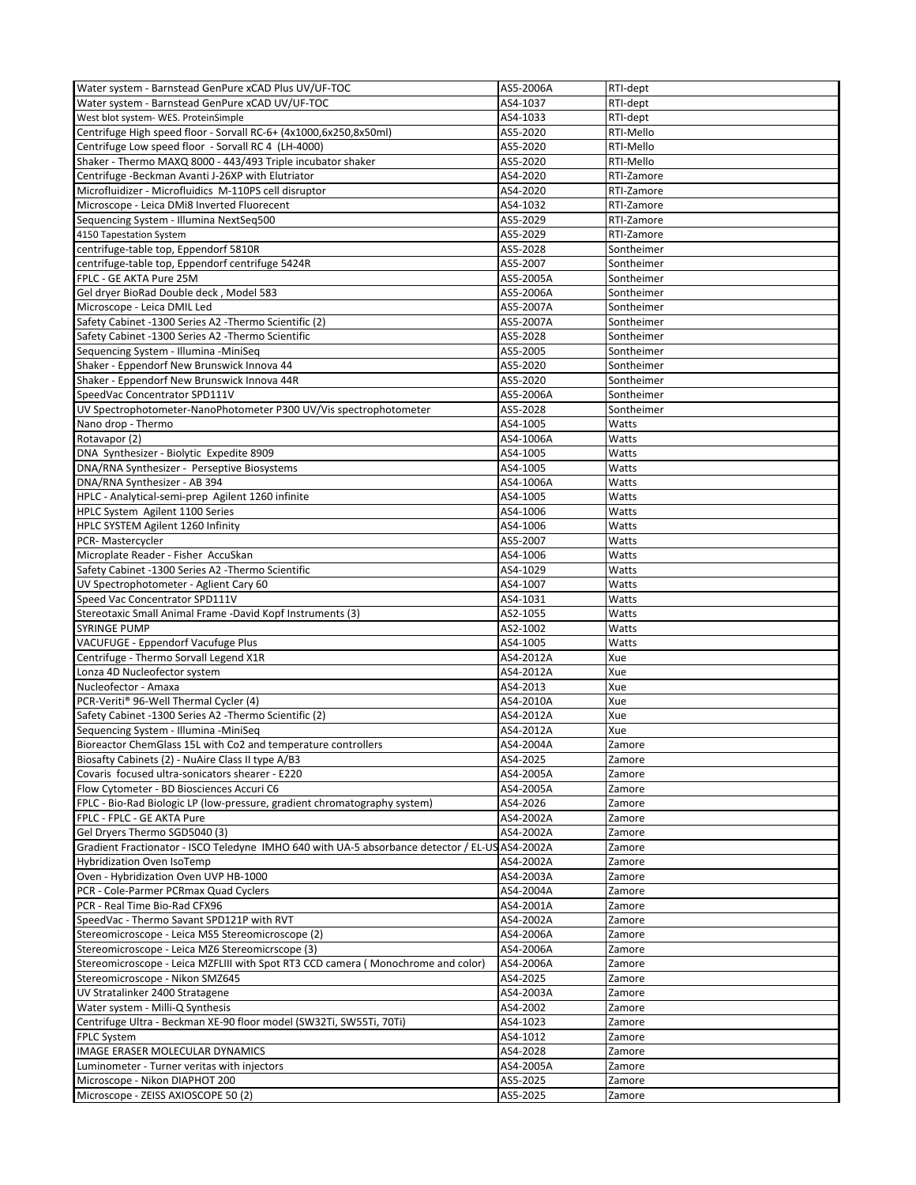| | | |
|---|---|---|
| Water system - Barnstead GenPure xCAD Plus UV/UF-TOC | AS5-2006A | RTI-dept |
| Water system - Barnstead GenPure xCAD UV/UF-TOC | AS4-1037 | RTI-dept |
| West blot system- WES. ProteinSimple | AS4-1033 | RTI-dept |
| Centrifuge High speed floor - Sorvall RC-6+ (4x1000,6x250,8x50ml) | AS5-2020 | RTI-Mello |
| Centrifuge Low speed floor - Sorvall RC 4 (LH-4000) | AS5-2020 | RTI-Mello |
| Shaker - Thermo MAXQ 8000 - 443/493 Triple incubator shaker | AS5-2020 | RTI-Mello |
| Centrifuge -Beckman Avanti J-26XP with Elutriator | AS4-2020 | RTI-Zamore |
| Microfluidizer - Microfluidics M-110PS cell disruptor | AS4-2020 | RTI-Zamore |
| Microscope - Leica DMi8 Inverted Fluorecent | AS4-1032 | RTI-Zamore |
| Sequencing System - Illumina NextSeq500 | AS5-2029 | RTI-Zamore |
| 4150 Tapestation System | AS5-2029 | RTI-Zamore |
| centrifuge-table top, Eppendorf 5810R | AS5-2028 | Sontheimer |
| centrifuge-table top, Eppendorf centrifuge 5424R | AS5-2007 | Sontheimer |
| FPLC - GE AKTA Pure 25M | AS5-2005A | Sontheimer |
| Gel dryer BioRad Double deck , Model 583 | AS5-2006A | Sontheimer |
| Microscope - Leica DMIL Led | AS5-2007A | Sontheimer |
| Safety Cabinet -1300 Series A2 -Thermo Scientific (2) | AS5-2007A | Sontheimer |
| Safety Cabinet -1300 Series A2 -Thermo Scientific | AS5-2028 | Sontheimer |
| Sequencing System - Illumina -MiniSeq | AS5-2005 | Sontheimer |
| Shaker - Eppendorf New Brunswick Innova 44 | AS5-2020 | Sontheimer |
| Shaker - Eppendorf New Brunswick Innova 44R | AS5-2020 | Sontheimer |
| SpeedVac Concentrator SPD111V | AS5-2006A | Sontheimer |
| UV Spectrophotometer-NanoPhotometer P300 UV/Vis spectrophotometer | AS5-2028 | Sontheimer |
| Nano drop - Thermo | AS4-1005 | Watts |
| Rotavapor (2) | AS4-1006A | Watts |
| DNA Synthesizer - Biolytic Expedite 8909 | AS4-1005 | Watts |
| DNA/RNA Synthesizer - Perseptive Biosystems | AS4-1005 | Watts |
| DNA/RNA Synthesizer - AB 394 | AS4-1006A | Watts |
| HPLC - Analytical-semi-prep Agilent 1260 infinite | AS4-1005 | Watts |
| HPLC System Agilent 1100 Series | AS4-1006 | Watts |
| HPLC SYSTEM Agilent 1260 Infinity | AS4-1006 | Watts |
| PCR- Mastercycler | AS5-2007 | Watts |
| Microplate Reader - Fisher AccuSkan | AS4-1006 | Watts |
| Safety Cabinet -1300 Series A2 -Thermo Scientific | AS4-1029 | Watts |
| UV Spectrophotometer - Aglient Cary 60 | AS4-1007 | Watts |
| Speed Vac Concentrator SPD111V | AS4-1031 | Watts |
| Stereotaxic Small Animal Frame -David Kopf Instruments (3) | AS2-1055 | Watts |
| SYRINGE PUMP | AS2-1002 | Watts |
| VACUFUGE - Eppendorf Vacufuge Plus | AS4-1005 | Watts |
| Centrifuge - Thermo Sorvall Legend X1R | AS4-2012A | Xue |
| Lonza 4D Nucleofector system | AS4-2012A | Xue |
| Nucleofector - Amaxa | AS4-2013 | Xue |
| PCR-Veriti® 96-Well Thermal Cycler (4) | AS4-2010A | Xue |
| Safety Cabinet -1300 Series A2 -Thermo Scientific (2) | AS4-2012A | Xue |
| Sequencing System - Illumina -MiniSeq | AS4-2012A | Xue |
| Bioreactor ChemGlass 15L with Co2 and temperature controllers | AS4-2004A | Zamore |
| Biosafty Cabinets (2) - NuAire Class II type A/B3 | AS4-2025 | Zamore |
| Covaris focused ultra-sonicators shearer - E220 | AS4-2005A | Zamore |
| Flow Cytometer - BD Biosciences Accuri C6 | AS4-2005A | Zamore |
| FPLC - Bio-Rad Biologic LP (low-pressure, gradient chromatography system) | AS4-2026 | Zamore |
| FPLC - FPLC - GE AKTA Pure | AS4-2002A | Zamore |
| Gel Dryers Thermo SGD5040 (3) | AS4-2002A | Zamore |
| Gradient Fractionator - ISCO Teledyne IMHO 640 with UA-5 absorbance detector / EL-US | AS4-2002A | Zamore |
| Hybridization Oven IsoTemp | AS4-2002A | Zamore |
| Oven - Hybridization Oven UVP HB-1000 | AS4-2003A | Zamore |
| PCR - Cole-Parmer PCRmax Quad Cyclers | AS4-2004A | Zamore |
| PCR - Real Time Bio-Rad CFX96 | AS4-2001A | Zamore |
| SpeedVac - Thermo Savant SPD121P with RVT | AS4-2002A | Zamore |
| Stereomicroscope - Leica MS5 Stereomicroscope (2) | AS4-2006A | Zamore |
| Stereomicroscope - Leica MZ6 Stereomicrscope (3) | AS4-2006A | Zamore |
| Stereomicroscope - Leica MZFLIII with Spot RT3 CCD camera ( Monochrome and color) | AS4-2006A | Zamore |
| Stereomicroscope - Nikon SMZ645 | AS4-2025 | Zamore |
| UV Stratalinker 2400 Stratagene | AS4-2003A | Zamore |
| Water system - Milli-Q Synthesis | AS4-2002 | Zamore |
| Centrifuge Ultra - Beckman XE-90 floor model (SW32Ti, SW55Ti, 70Ti) | AS4-1023 | Zamore |
| FPLC System | AS4-1012 | Zamore |
| IMAGE ERASER MOLECULAR DYNAMICS | AS4-2028 | Zamore |
| Luminometer - Turner veritas with injectors | AS4-2005A | Zamore |
| Microscope - Nikon DIAPHOT 200 | AS5-2025 | Zamore |
| Microscope - ZEISS AXIOSCOPE 50 (2) | AS5-2025 | Zamore |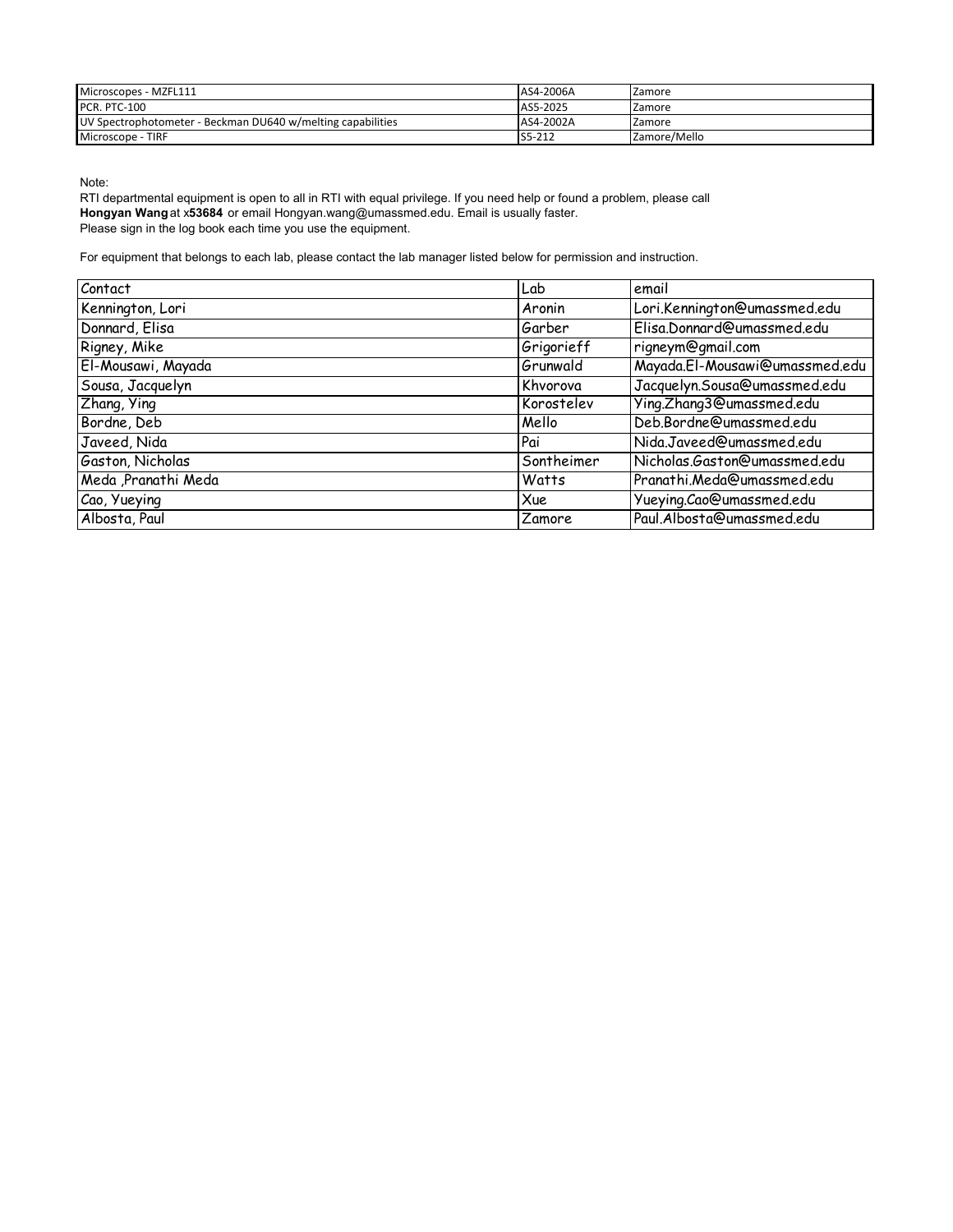| | | |
|---|---|---|
| Microscopes - MZFL111 | AS4-2006A | Zamore |
| PCR. PTC-100 | AS5-2025 | Zamore |
| UV Spectrophotometer - Beckman DU640 w/melting capabilities | AS4-2002A | Zamore |
| Microscope - TIRF | S5-212 | Zamore/Mello |

Note:
RTI departmental equipment is open to all in RTI with equal privilege. If you need help or found a problem, please call **Hongyan Wang** at x**53684** or email Hongyan.wang@umassmed.edu. Email is usually faster.
Please sign in the log book each time you use the equipment.

For equipment that belongs to each lab, please contact the lab manager listed below for permission and instruction.

| Contact | Lab | email |
|---|---|---|
| Kennington, Lori | Aronin | Lori.Kennington@umassmed.edu |
| Donnard, Elisa | Garber | Elisa.Donnard@umassmed.edu |
| Rigney, Mike | Grigorieff | rigneym@gmail.com |
| El-Mousawi, Mayada | Grunwald | Mayada.El-Mousawi@umassmed.edu |
| Sousa, Jacquelyn | Khvorova | Jacquelyn.Sousa@umassmed.edu |
| Zhang, Ying | Korostelev | Ying.Zhang3@umassmed.edu |
| Bordne, Deb | Mello | Deb.Bordne@umassmed.edu |
| Javeed, Nida | Pai | Nida.Javeed@umassmed.edu |
| Gaston, Nicholas | Sontheimer | Nicholas.Gaston@umassmed.edu |
| Meda ,Pranathi Meda | Watts | Pranathi.Meda@umassmed.edu |
| Cao, Yueying | Xue | Yueying.Cao@umassmed.edu |
| Albosta, Paul | Zamore | Paul.Albosta@umassmed.edu |